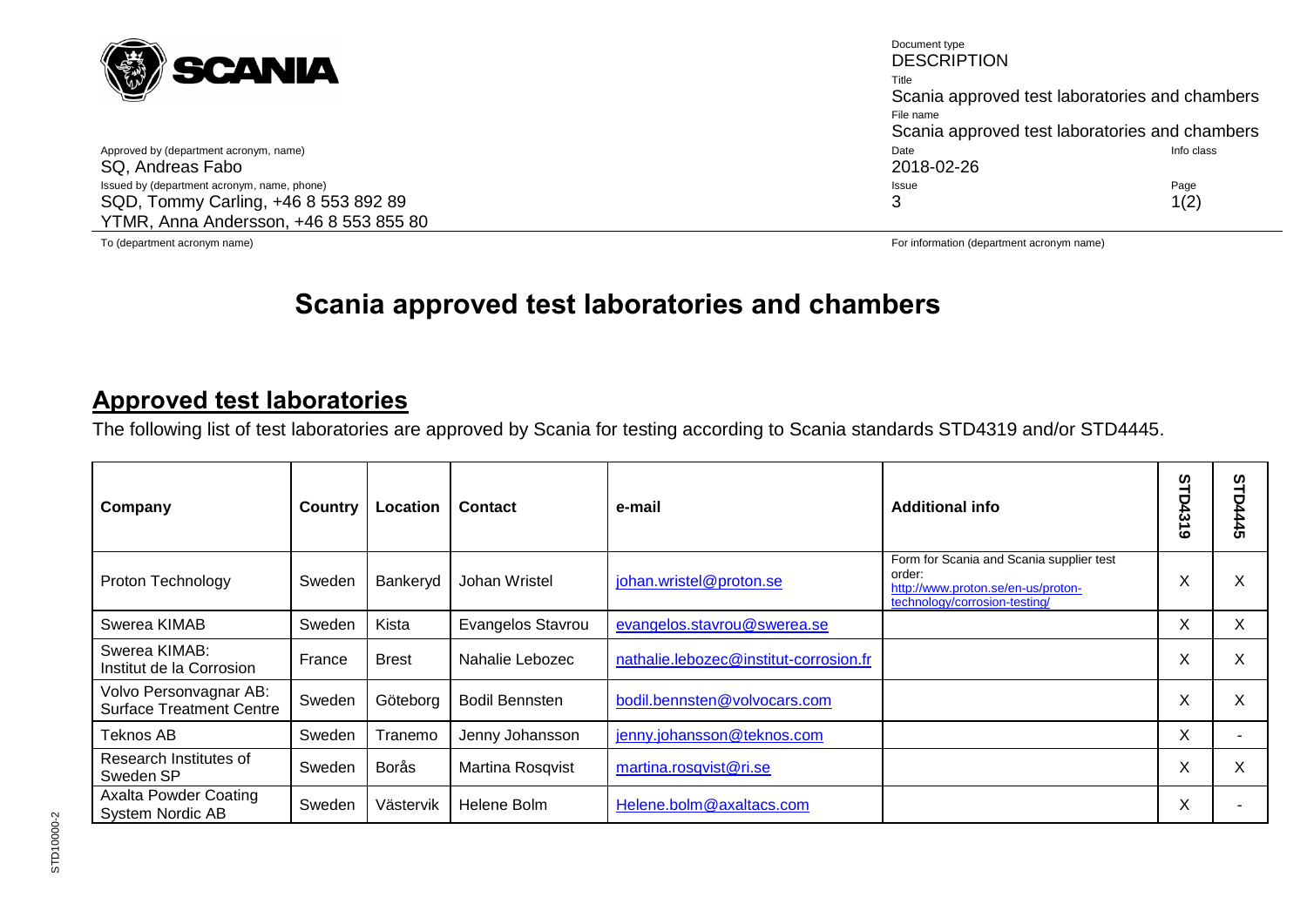| | | | |
|---|---|---|---|
| **SCANIA** | | Document type<br>DESCRIPTION | |
| | | Title<br>Scania approved test laboratories and chambers | |
| | | File name<br>Scania approved test laboratories and chambers | |
| Approved by (department acronym, name)<br>SQ, Andreas Fabo | | Date<br>2018-02-26 | Info class |
| Issued by (department acronym, name, phone)<br>SQD, Tommy Carling, +46 8 553 892 89<br>YTMR, Anna Andersson, +46 8 553 855 80 | | Issue<br>3 | Page<br>1(2) |
| To (department acronym name) | | For information (department acronym name) | |

# Scania approved test laboratories and chambers

## Approved test laboratories

The following list of test laboratories are approved by Scania for testing according to Scania standards STD4319 and/or STD4445.

| Company | Country | Location | Contact | e-mail | Additional info | STD4319 | STD4445 |
|---|---|---|---|---|---|---|---|
| Proton Technology | Sweden | Bankeryd | Johan Wristel | johan.wristel@proton.se | Form for Scania and Scania supplier test order: http://www.proton.se/en-us/proton-technology/corrosion-testing/ | X | X |
| Swerea KIMAB | Sweden | Kista | Evangelos Stavrou | evangelos.stavrou@swerea.se | | X | X |
| Swerea KIMAB: Institut de la Corrosion | France | Brest | Nahalie Lebozec | nathalie.lebozec@institut-corrosion.fr | | X | X |
| Volvo Personvagnar AB: Surface Treatment Centre | Sweden | Göteborg | Bodil Bennsten | bodil.bennsten@volvocars.com | | X | X |
| Teknos AB | Sweden | Tranemo | Jenny Johansson | jenny.johansson@teknos.com | | X | - |
| Research Institutes of Sweden SP | Sweden | Borås | Martina Rosqvist | martina.rosqvist@ri.se | | X | X |
| Axalta Powder Coating System Nordic AB | Sweden | Västervik | Helene Bolm | Helene.bolm@axaltacs.com | | X | - |

STD10000-2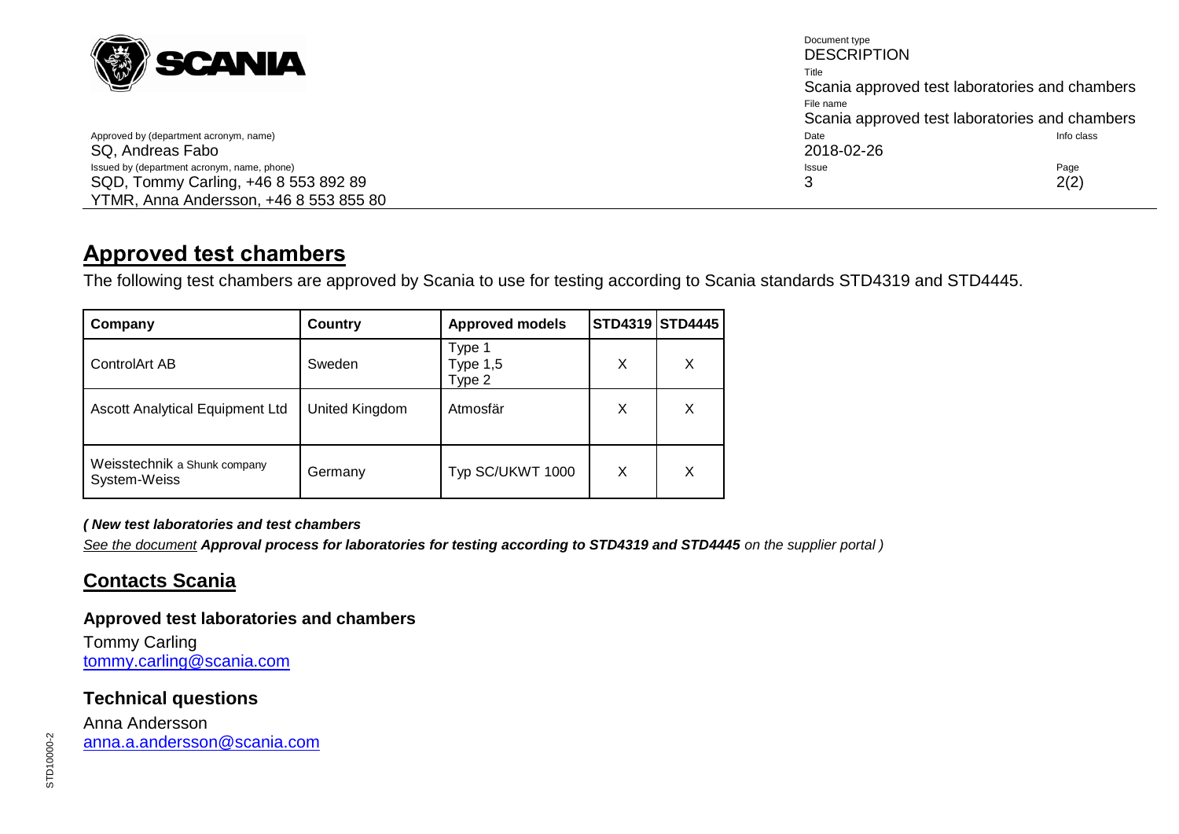## Approved test chambers

The following test chambers are approved by Scania to use for testing according to Scania standards STD4319 and STD4445.

| Company | Country | Approved models | STD4319 | STD4445 |
|---|---|---|---|---|
| ControlArt AB | Sweden | Type 1<br>Type 1,5<br>Type 2 | X | X |
| Ascott Analytical Equipment Ltd | United Kingdom | Atmosfär | X | X |
| Weisstechnik a Shunk company System-Weiss | Germany | Typ SC/UKWT 1000 | X | X |

***( New test laboratories and test chambers***

*See the document **Approval process for laboratories for testing according to STD4319 and STD4445** on the supplier portal )*

## Contacts Scania

### Approved test laboratories and chambers

Tommy Carling
tommy.carling@scania.com

### Technical questions

Anna Andersson
anna.a.andersson@scania.com